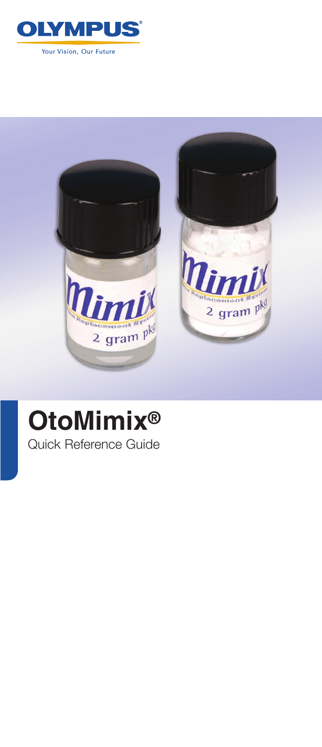OLYMPUS®

Your Vision, Our Future

# OtoMimix®

Quick Reference Guide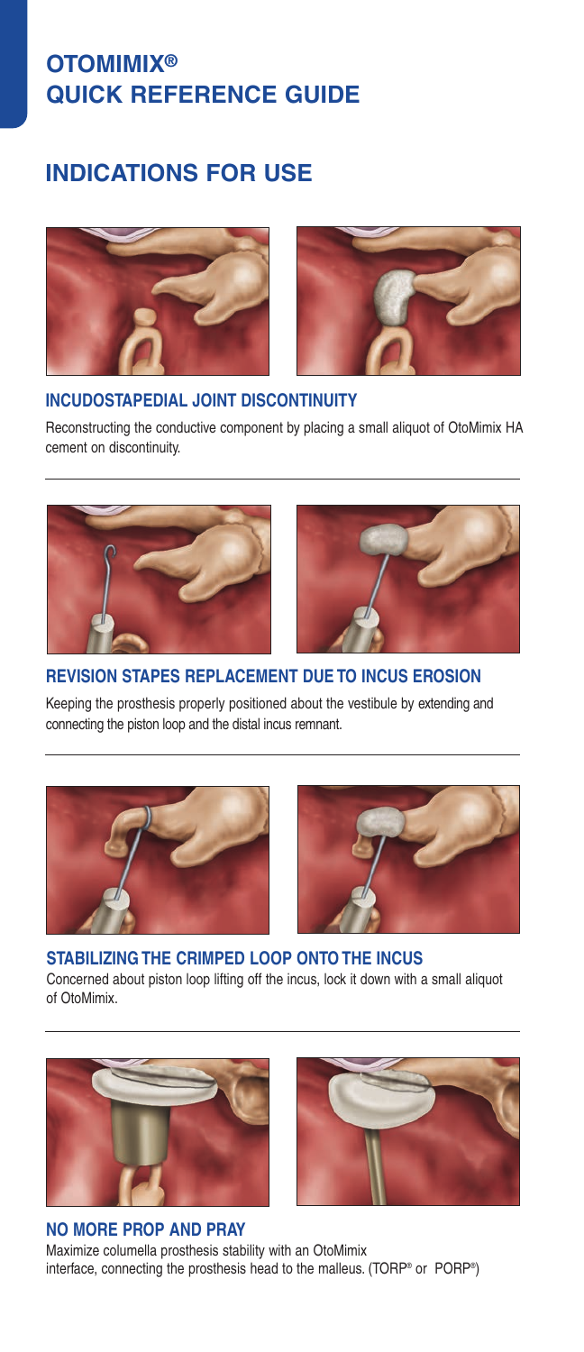# OTOMIMIX® QUICK REFERENCE GUIDE

## INDICATIONS FOR USE

### INCUDOSTAPEDIAL JOINT DISCONTINUITY

Reconstructing the conductive component by placing a small aliquot of OtoMimix HA cement on discontinuity.

### REVISION STAPES REPLACEMENT DUE TO INCUS EROSION

Keeping the prosthesis properly positioned about the vestibule by extending and connecting the piston loop and the distal incus remnant.

### STABILIZING THE CRIMPED LOOP ONTO THE INCUS

Concerned about piston loop lifting off the incus, lock it down with a small aliquot of OtoMimix.

### NO MORE PROP AND PRAY

Maximize columella prosthesis stability with an OtoMimix interface, connecting the prosthesis head to the malleus. (TORP® or PORP®)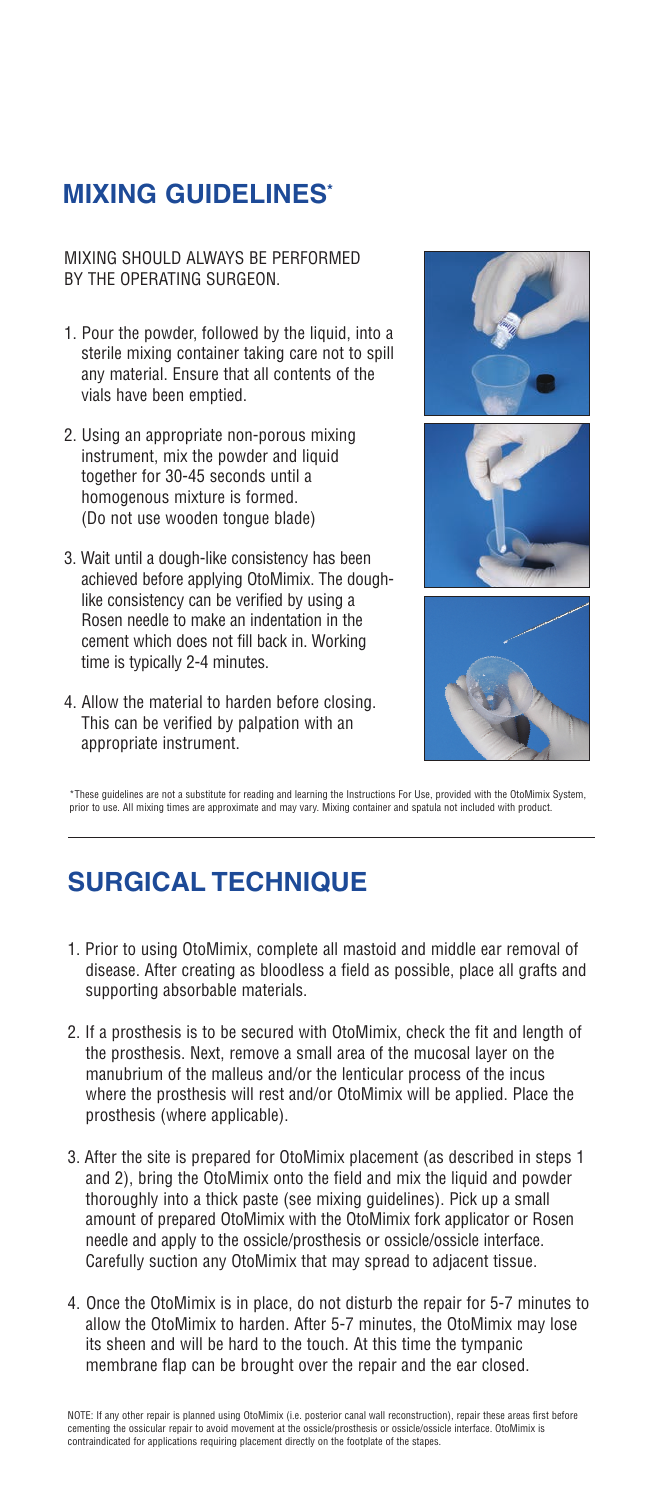## MIXING GUIDELINES*

MIXING SHOULD ALWAYS BE PERFORMED BY THE OPERATING SURGEON.

1. Pour the powder, followed by the liquid, into a sterile mixing container taking care not to spill any material. Ensure that all contents of the vials have been emptied.
2. Using an appropriate non-porous mixing instrument, mix the powder and liquid together for 30-45 seconds until a homogenous mixture is formed. (Do not use wooden tongue blade)
3. Wait until a dough-like consistency has been achieved before applying OtoMimix. The dough-like consistency can be verified by using a Rosen needle to make an indentation in the cement which does not fill back in. Working time is typically 2-4 minutes.
4. Allow the material to harden before closing. This can be verified by palpation with an appropriate instrument.

*These guidelines are not a substitute for reading and learning the Instructions For Use, provided with the OtoMimix System, prior to use. All mixing times are approximate and may vary. Mixing container and spatula not included with product.

## SURGICAL TECHNIQUE

1. Prior to using OtoMimix, complete all mastoid and middle ear removal of disease. After creating as bloodless a field as possible, place all grafts and supporting absorbable materials.
2. If a prosthesis is to be secured with OtoMimix, check the fit and length of the prosthesis. Next, remove a small area of the mucosal layer on the manubrium of the malleus and/or the lenticular process of the incus where the prosthesis will rest and/or OtoMimix will be applied. Place the prosthesis (where applicable).
3. After the site is prepared for OtoMimix placement (as described in steps 1 and 2), bring the OtoMimix onto the field and mix the liquid and powder thoroughly into a thick paste (see mixing guidelines). Pick up a small amount of prepared OtoMimix with the OtoMimix fork applicator or Rosen needle and apply to the ossicle/prosthesis or ossicle/ossicle interface. Carefully suction any OtoMimix that may spread to adjacent tissue.
4. Once the OtoMimix is in place, do not disturb the repair for 5-7 minutes to allow the OtoMimix to harden. After 5-7 minutes, the OtoMimix may lose its sheen and will be hard to the touch. At this time the tympanic membrane flap can be brought over the repair and the ear closed.

NOTE: If any other repair is planned using OtoMimix (i.e. posterior canal wall reconstruction), repair these areas first before cementing the ossicular repair to avoid movement at the ossicle/prosthesis or ossicle/ossicle interface. OtoMimix is contraindicated for applications requiring placement directly on the footplate of the stapes.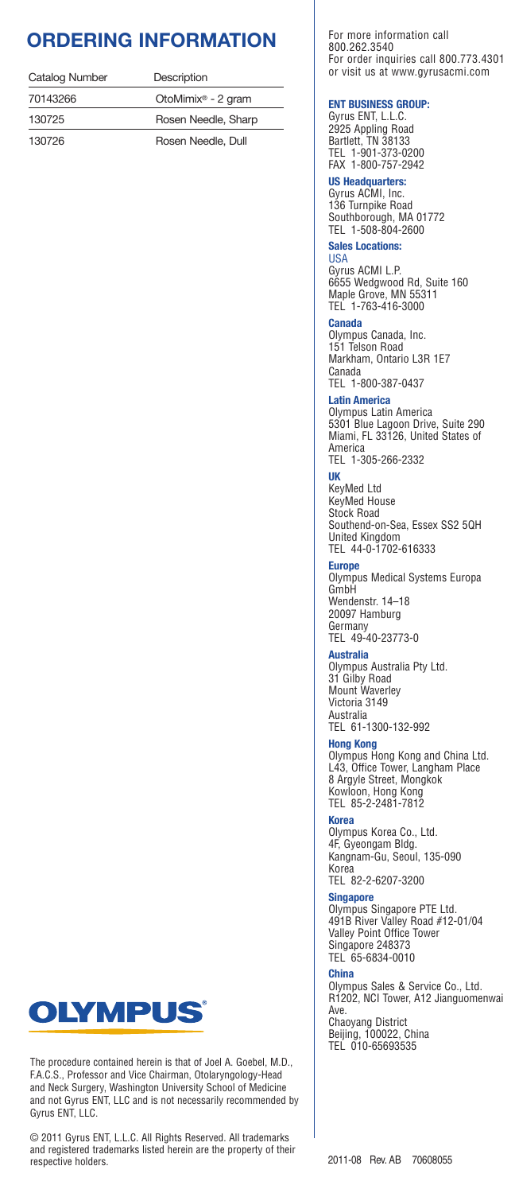# ORDERING INFORMATION

| Catalog Number | Description |
|---|---|
| 70143266 | OtoMimix® - 2 gram |
| 130725 | Rosen Needle, Sharp |
| 130726 | Rosen Needle, Dull |

OLYMPUS®

The procedure contained herein is that of Joel A. Goebel, M.D., F.A.C.S., Professor and Vice Chairman, Otolaryngology-Head and Neck Surgery, Washington University School of Medicine and not Gyrus ENT, LLC and is not necessarily recommended by Gyrus ENT, LLC.

© 2011 Gyrus ENT, L.L.C. All Rights Reserved. All trademarks and registered trademarks listed herein are the property of their respective holders.

For more information call 800.262.3540
For order inquiries call 800.773.4301 or visit us at www.gyrusacmi.com

**ENT BUSINESS GROUP:**
Gyrus ENT, L.L.C.
2925 Appling Road
Bartlett, TN 38133
TEL 1-901-373-0200
FAX 1-800-757-2942

**US Headquarters:**
Gyrus ACMI, Inc.
136 Turnpike Road
Southborough, MA 01772
TEL 1-508-804-2600

**Sales Locations:**

**USA**
Gyrus ACMI L.P.
6655 Wedgwood Rd, Suite 160
Maple Grove, MN 55311
TEL 1-763-416-3000

**Canada**
Olympus Canada, Inc.
151 Telson Road
Markham, Ontario L3R 1E7
Canada
TEL 1-800-387-0437

**Latin America**
Olympus Latin America
5301 Blue Lagoon Drive, Suite 290
Miami, FL 33126, United States of America
TEL 1-305-266-2332

**UK**
KeyMed Ltd
KeyMed House
Stock Road
Southend-on-Sea, Essex SS2 5QH
United Kingdom
TEL 44-0-1702-616333

**Europe**
Olympus Medical Systems Europa GmbH
Wendenstr. 14–18
20097 Hamburg
Germany
TEL 49-40-23773-0

**Australia**
Olympus Australia Pty Ltd.
31 Gilby Road
Mount Waverley
Victoria 3149
Australia
TEL 61-1300-132-992

**Hong Kong**
Olympus Hong Kong and China Ltd.
L43, Office Tower, Langham Place
8 Argyle Street, Mongkok
Kowloon, Hong Kong
TEL 85-2-2481-7812

**Korea**
Olympus Korea Co., Ltd.
4F, Gyeongam Bldg.
Kangnam-Gu, Seoul, 135-090
Korea
TEL 82-2-6207-3200

**Singapore**
Olympus Singapore PTE Ltd.
491B River Valley Road #12-01/04
Valley Point Office Tower
Singapore 248373
TEL 65-6834-0010

**China**
Olympus Sales & Service Co., Ltd.
R1202, NCI Tower, A12 Jianguomenwai Ave.
Chaoyang District
Beijing, 100022, China
TEL 010-65693535

2011-08 Rev. AB 70608055